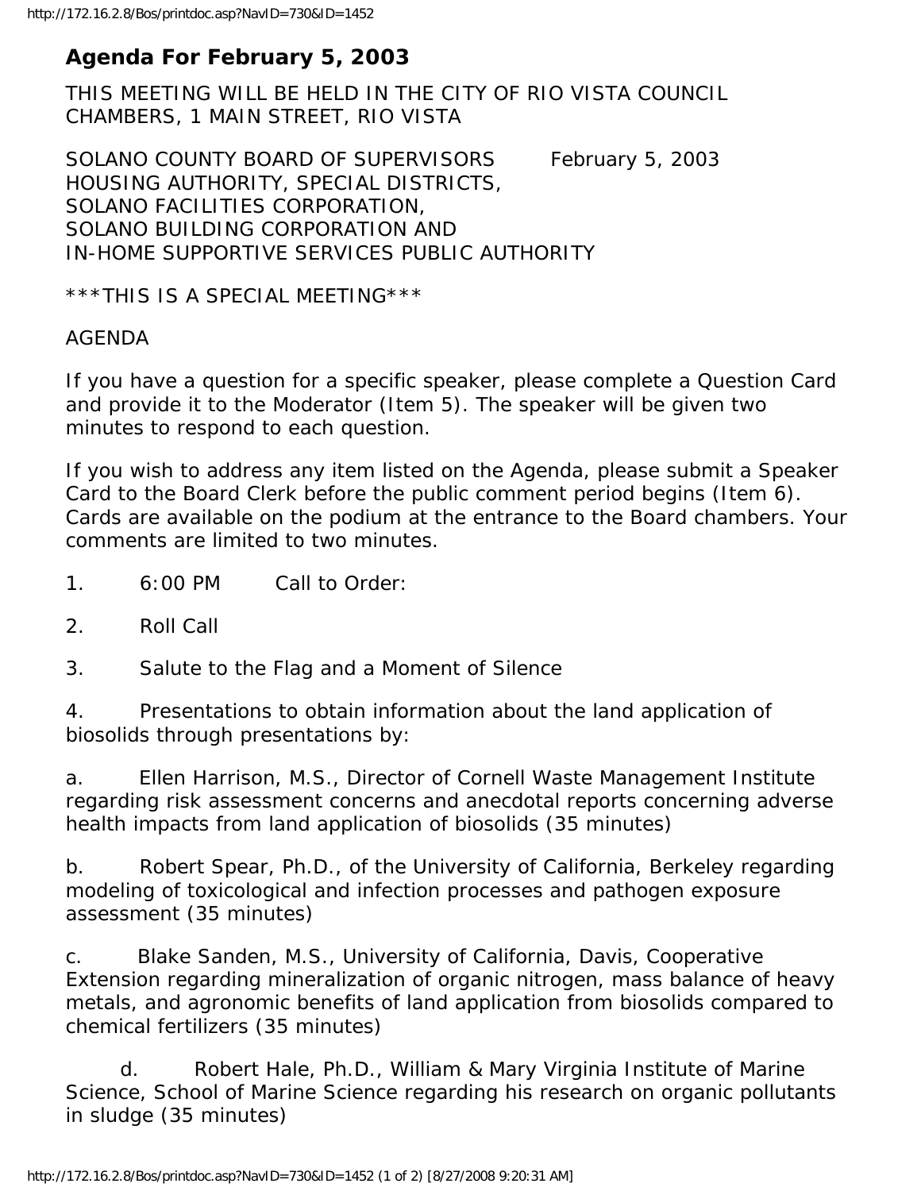# Agenda For February 5, 2003

THIS MEETING WILL BE HELD IN THE CITY OF RIO VISTA COUNCIL CHAMBERS, 1 MAIN STREET, RIO VISTA

SOLANO COUNTY BOARD OF SUPERVISORS February 5, 2003
HOUSING AUTHORITY, SPECIAL DISTRICTS,
SOLANO FACILITIES CORPORATION,
SOLANO BUILDING CORPORATION AND
IN-HOME SUPPORTIVE SERVICES PUBLIC AUTHORITY

***THIS IS A SPECIAL MEETING***

AGENDA

If you have a question for a specific speaker, please complete a Question Card and provide it to the Moderator (Item 5). The speaker will be given two minutes to respond to each question.

If you wish to address any item listed on the Agenda, please submit a Speaker Card to the Board Clerk before the public comment period begins (Item 6). Cards are available on the podium at the entrance to the Board chambers. Your comments are limited to two minutes.

1. 6:00 PM Call to Order:

2. Roll Call

3. Salute to the Flag and a Moment of Silence

4. Presentations to obtain information about the land application of biosolids through presentations by:

a. Ellen Harrison, M.S., Director of Cornell Waste Management Institute regarding risk assessment concerns and anecdotal reports concerning adverse health impacts from land application of biosolids (35 minutes)

b. Robert Spear, Ph.D., of the University of California, Berkeley regarding modeling of toxicological and infection processes and pathogen exposure assessment (35 minutes)

c. Blake Sanden, M.S., University of California, Davis, Cooperative Extension regarding mineralization of organic nitrogen, mass balance of heavy metals, and agronomic benefits of land application from biosolids compared to chemical fertilizers (35 minutes)

d. Robert Hale, Ph.D., William & Mary Virginia Institute of Marine Science, School of Marine Science regarding his research on organic pollutants in sludge (35 minutes)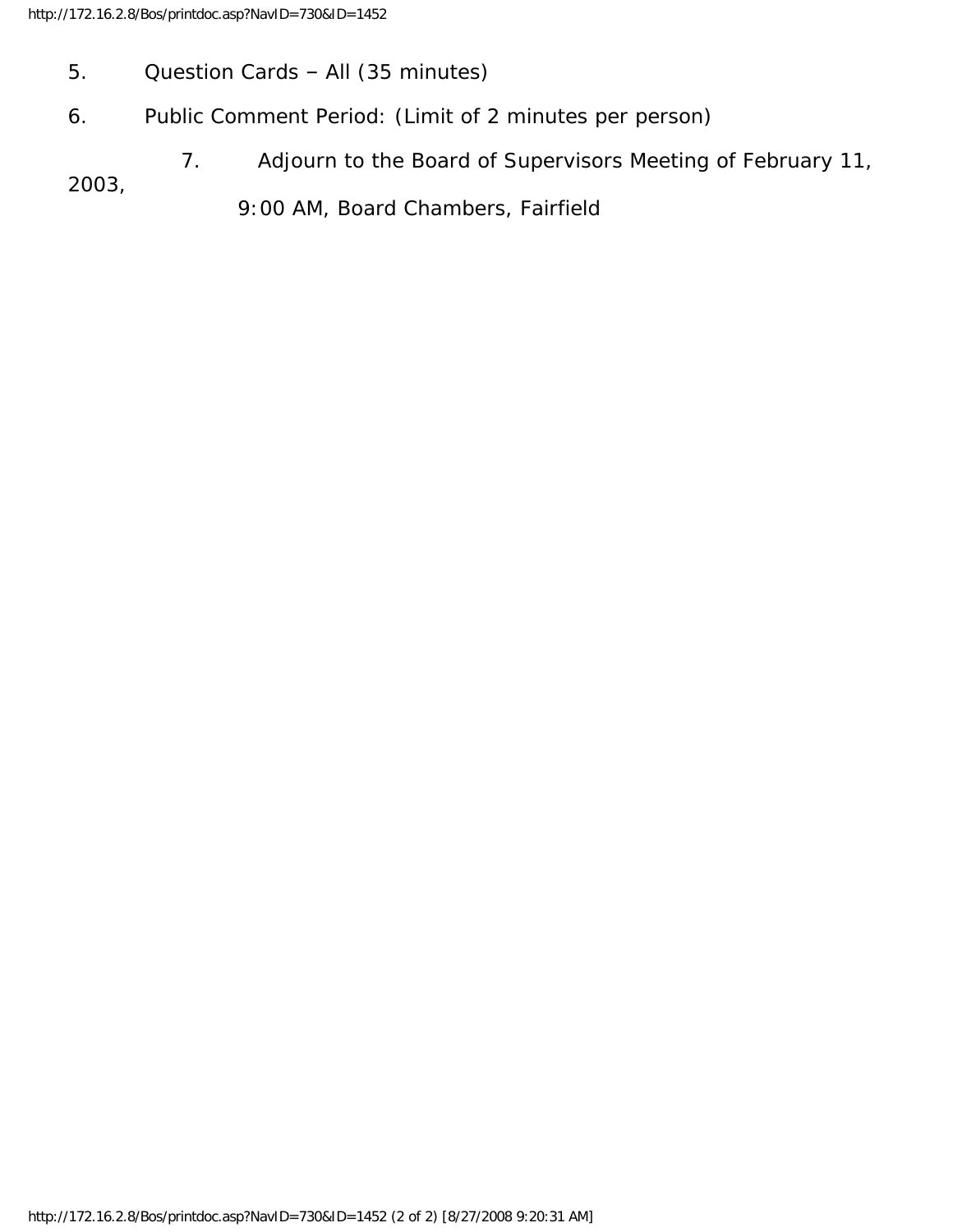5. Question Cards – All (35 minutes)

6. Public Comment Period: (Limit of 2 minutes per person)

7. Adjourn to the Board of Supervisors Meeting of February 11, 2003,
   9:00 AM, Board Chambers, Fairfield